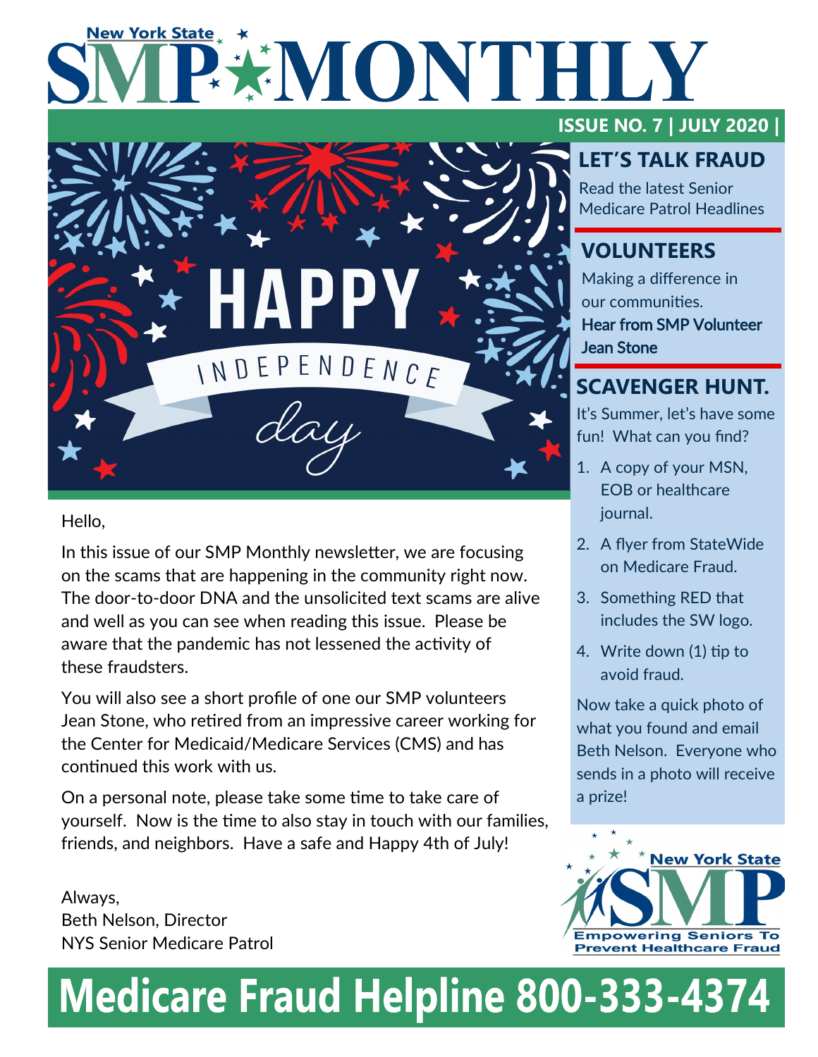# New York State SMP MONTHLY

**ISSUE NO. 7 | JULY 2020 |**

HAPPY INDEPENDENCE day

Hello,

In this issue of our SMP Monthly newsletter, we are focusing on the scams that are happening in the community right now. The door-to-door DNA and the unsolicited text scams are alive and well as you can see when reading this issue. Please be aware that the pandemic has not lessened the activity of these fraudsters.

You will also see a short profile of one our SMP volunteers Jean Stone, who retired from an impressive career working for the Center for Medicaid/Medicare Services (CMS) and has continued this work with us.

On a personal note, please take some time to take care of yourself. Now is the time to also stay in touch with our families, friends, and neighbors. Have a safe and Happy 4th of July!

Always,
Beth Nelson, Director
NYS Senior Medicare Patrol

## LET'S TALK FRAUD

Read the latest Senior Medicare Patrol Headlines

## VOLUNTEERS

Making a difference in our communities.
**Hear from SMP Volunteer Jean Stone**

## SCAVENGER HUNT.

It's Summer, let's have some fun! What can you find?

1. A copy of your MSN, EOB or healthcare journal.
2. A flyer from StateWide on Medicare Fraud.
3. Something RED that includes the SW logo.
4. Write down (1) tip to avoid fraud.

Now take a quick photo of what you found and email Beth Nelson. Everyone who sends in a photo will receive a prize!

New York State SMP
Empowering Seniors To Prevent Healthcare Fraud

**Medicare Fraud Helpline 800-333-4374**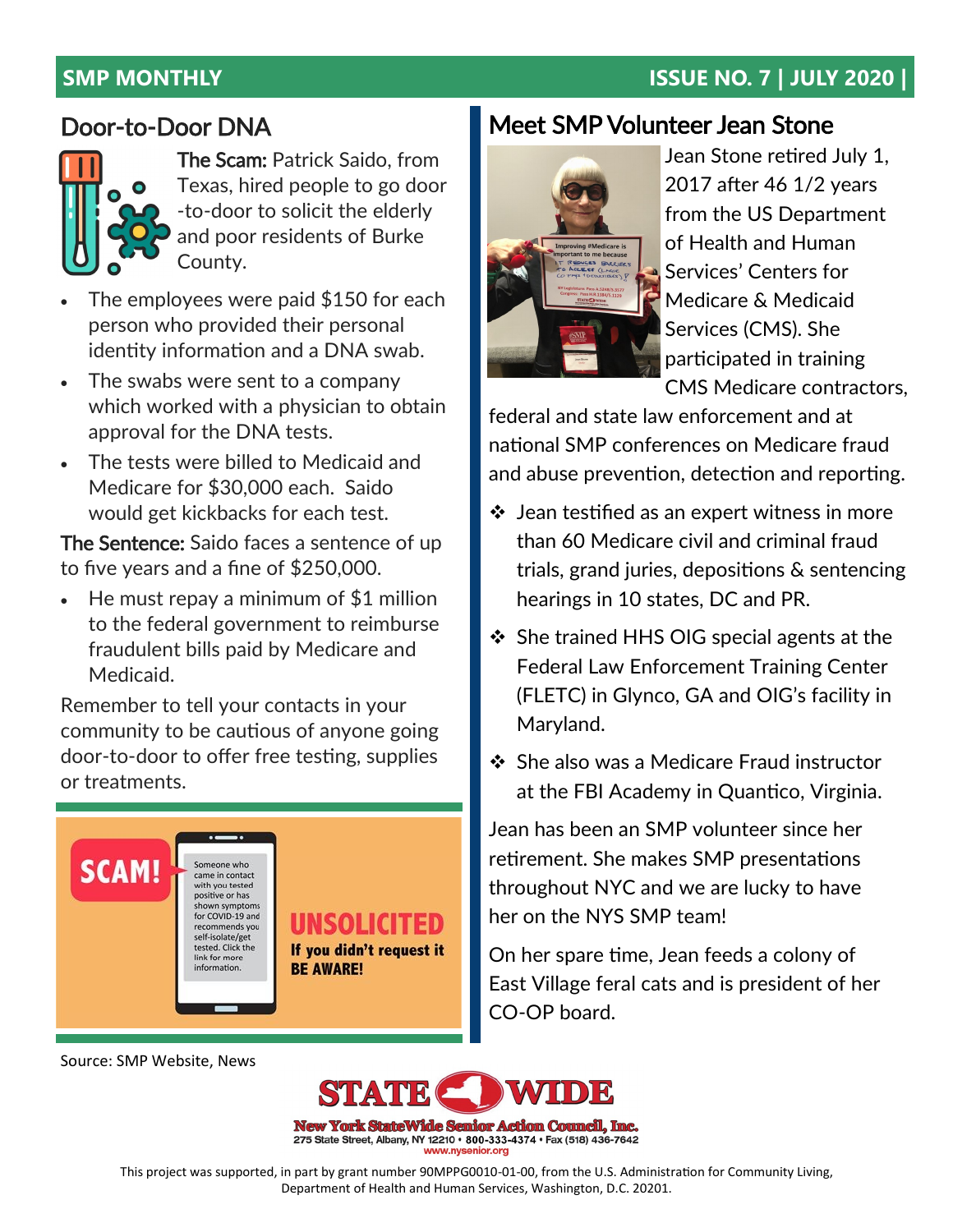## Door-to-Door DNA

**The Scam:** Patrick Saido, from Texas, hired people to go door-to-door to solicit the elderly and poor residents of Burke County.

- The employees were paid $150 for each person who provided their personal identity information and a DNA swab.
- The swabs were sent to a company which worked with a physician to obtain approval for the DNA tests.
- The tests were billed to Medicaid and Medicare for $30,000 each. Saido would get kickbacks for each test.

**The Sentence:** Saido faces a sentence of up to five years and a fine of $250,000.

- He must repay a minimum of $1 million to the federal government to reimburse fraudulent bills paid by Medicare and Medicaid.

Remember to tell your contacts in your community to be cautious of anyone going door-to-door to offer free testing, supplies or treatments.

SCAM!

Someone who came in contact with you tested positive or has shown symptoms for COVID-19 and recommends you self-isolate/get tested. Click the link for more information.

UNSOLICITED

If you didn't request it BE AWARE!

Source: SMP Website, News

## Meet SMP Volunteer Jean Stone

Jean Stone retired July 1, 2017 after 46 1/2 years from the US Department of Health and Human Services' Centers for Medicare & Medicaid Services (CMS). She participated in training CMS Medicare contractors, federal and state law enforcement and at national SMP conferences on Medicare fraud and abuse prevention, detection and reporting.

- Jean testified as an expert witness in more than 60 Medicare civil and criminal fraud trials, grand juries, depositions & sentencing hearings in 10 states, DC and PR.
- She trained HHS OIG special agents at the Federal Law Enforcement Training Center (FLETC) in Glynco, GA and OIG's facility in Maryland.
- She also was a Medicare Fraud instructor at the FBI Academy in Quantico, Virginia.

Jean has been an SMP volunteer since her retirement. She makes SMP presentations throughout NYC and we are lucky to have her on the NYS SMP team!

On her spare time, Jean feeds a colony of East Village feral cats and is president of her CO-OP board.

STATE WIDE

New York StateWide Senior Action Council, Inc.
275 State Street, Albany, NY 12210 • 800-333-4374 • Fax (518) 436-7642
www.nysenior.org

This project was supported, in part by grant number 90MPPG0010-01-00, from the U.S. Administration for Community Living, Department of Health and Human Services, Washington, D.C. 20201.